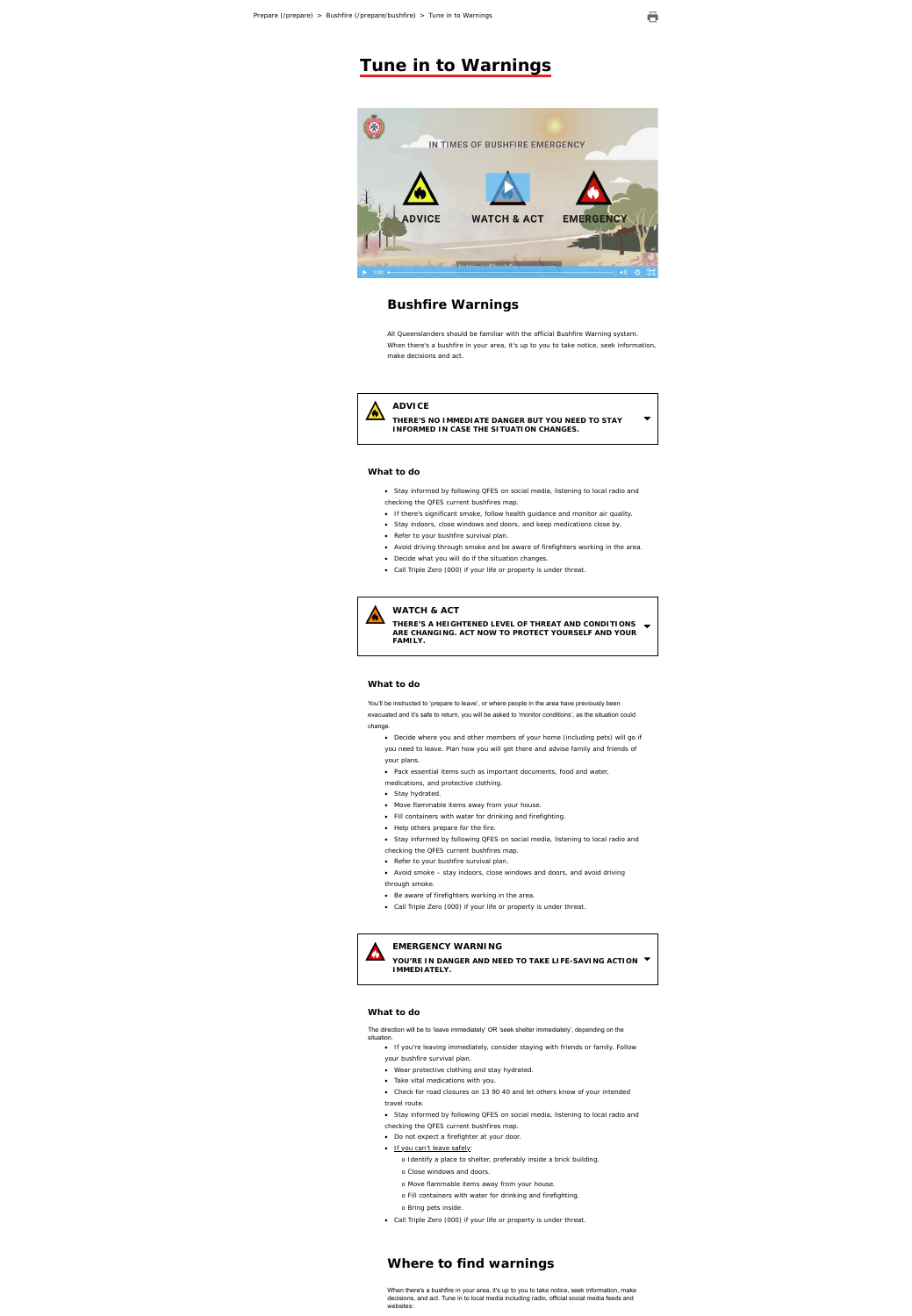Prepare (/prepare) > Bushfire (/prepare/bushfire) > Tune in to Warnings

# Tune in to Warnings

## Bushfire Warnings

All Queenslanders should be familiar with the official Bushfire Warning system. When there's a bushfire in your area, it's up to you to take notice, seek information, make decisions and act.

### ADVICE

**THERE'S NO IMMEDIATE DANGER BUT YOU NEED TO STAY INFORMED IN CASE THE SITUATION CHANGES.**

#### What to do

- Stay informed by following QFES on social media, listening to local radio and checking the QFES current bushfires map.
- If there's significant smoke, follow health guidance and monitor air quality.
- Stay indoors, close windows and doors, and keep medications close by.
- Refer to your bushfire survival plan.
- Avoid driving through smoke and be aware of firefighters working in the area.
- Decide what you will do if the situation changes.
- Call Triple Zero (000) if your life or property is under threat.

### WATCH & ACT

**THERE'S A HEIGHTENED LEVEL OF THREAT AND CONDITIONS ARE CHANGING. ACT NOW TO PROTECT YOURSELF AND YOUR FAMILY.**

#### What to do

You'll be instructed to 'prepare to leave', or where people in the area have previously been evacuated and it's safe to return, you will be asked to 'monitor conditions', as the situation could change.

- Decide where you and other members of your home (including pets) will go if you need to leave. Plan how you will get there and advise family and friends of your plans.
- Pack essential items such as important documents, food and water, medications, and protective clothing.
- Stay hydrated.
- Move flammable items away from your house.
- Fill containers with water for drinking and firefighting.
- Help others prepare for the fire.
- Stay informed by following QFES on social media, listening to local radio and checking the QFES current bushfires map.
- Refer to your bushfire survival plan.
- Avoid smoke – stay indoors, close windows and doors, and avoid driving through smoke.
- Be aware of firefighters working in the area.
- Call Triple Zero (000) if your life or property is under threat.

### EMERGENCY WARNING

**YOU'RE IN DANGER AND NEED TO TAKE LIFE-SAVING ACTION IMMEDIATELY.**

#### What to do

The direction will be to 'leave immediately' OR 'seek shelter immediately', depending on the situation.

- If you're leaving immediately, consider staying with friends or family. Follow your bushfire survival plan.
- Wear protective clothing and stay hydrated.
- Take vital medications with you.
- Check for road closures on 13 90 40 and let others know of your intended travel route.
- Stay informed by following QFES on social media, listening to local radio and checking the QFES current bushfires map.
- Do not expect a firefighter at your door.
- If you can't leave safely:
  - Identify a place to shelter, preferably inside a brick building.
  - Close windows and doors.
  - Move flammable items away from your house.
  - Fill containers with water for drinking and firefighting.
  - Bring pets inside.
- Call Triple Zero (000) if your life or property is under threat.

## Where to find warnings

When there's a bushfire in your area, it's up to you to take notice, seek information, make decisions, and act. Tune in to local media including radio, official social media feeds and websites: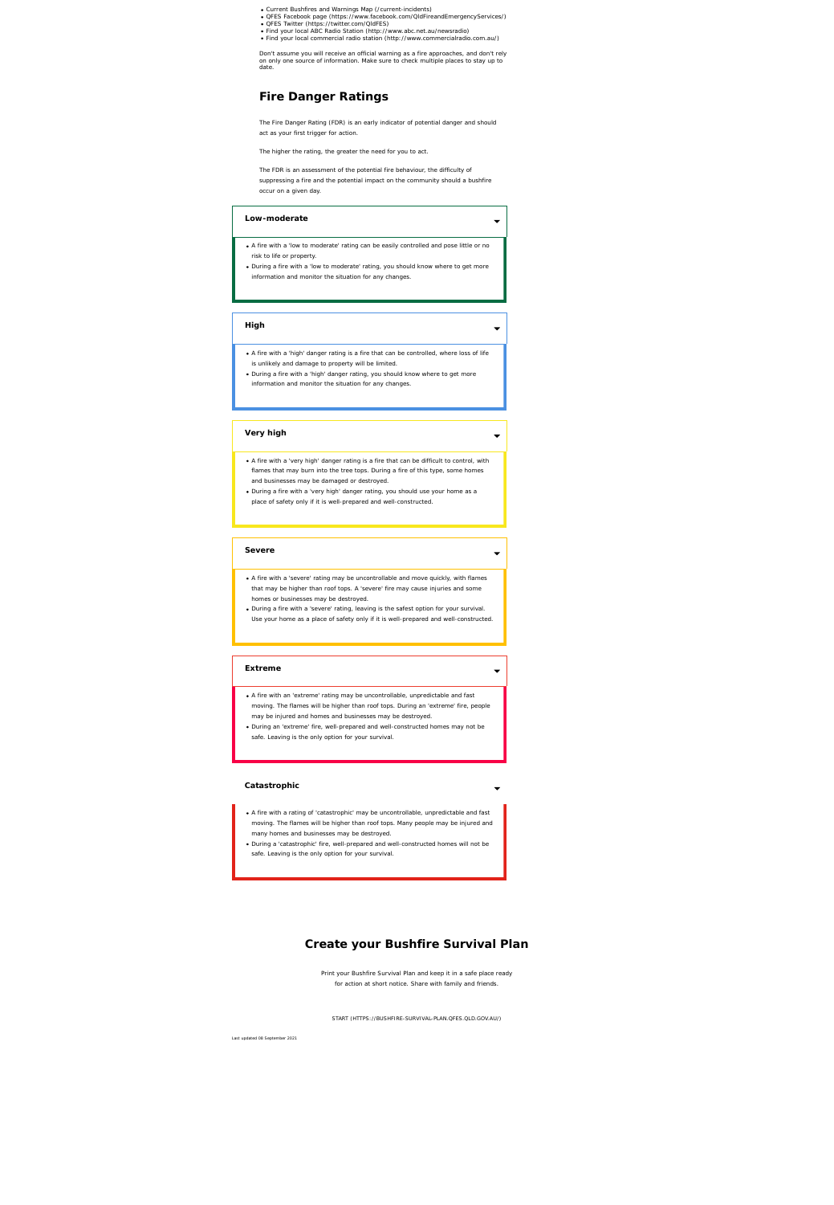- Current Bushfires and Warnings Map (/current-incidents)
- QFES Facebook page (https://www.facebook.com/QldFireandEmergencyServices/)
- QFES Twitter (https://twitter.com/QldFES)
- Find your local ABC Radio Station (http://www.abc.net.au/newsradio)
- Find your local commercial radio station (http://www.commercialradio.com.au/)

Don't assume you will receive an official warning as a fire approaches, and don't rely on only one source of information. Make sure to check multiple places to stay up to date.

## Fire Danger Ratings

The Fire Danger Rating (FDR) is an early indicator of potential danger and should act as your first trigger for action.

The higher the rating, the greater the need for you to act.

The FDR is an assessment of the potential fire behaviour, the difficulty of suppressing a fire and the potential impact on the community should a bushfire occur on a given day.

### Low-moderate

- A fire with a 'low to moderate' rating can be easily controlled and pose little or no risk to life or property.
- During a fire with a 'low to moderate' rating, you should know where to get more information and monitor the situation for any changes.

### High

- A fire with a 'high' danger rating is a fire that can be controlled, where loss of life is unlikely and damage to property will be limited.
- During a fire with a 'high' danger rating, you should know where to get more information and monitor the situation for any changes.

### Very high

- A fire with a 'very high' danger rating is a fire that can be difficult to control, with flames that may burn into the tree tops. During a fire of this type, some homes and businesses may be damaged or destroyed.
- During a fire with a 'very high' danger rating, you should use your home as a place of safety only if it is well-prepared and well-constructed.

### Severe

- A fire with a 'severe' rating may be uncontrollable and move quickly, with flames that may be higher than roof tops. A 'severe' fire may cause injuries and some homes or businesses may be destroyed.
- During a fire with a 'severe' rating, leaving is the safest option for your survival. Use your home as a place of safety only if it is well-prepared and well-constructed.

### Extreme

- A fire with an 'extreme' rating may be uncontrollable, unpredictable and fast moving. The flames will be higher than roof tops. During an 'extreme' fire, people may be injured and homes and businesses may be destroyed.
- During an 'extreme' fire, well-prepared and well-constructed homes may not be safe. Leaving is the only option for your survival.

### Catastrophic

- A fire with a rating of 'catastrophic' may be uncontrollable, unpredictable and fast moving. The flames will be higher than roof tops. Many people may be injured and many homes and businesses may be destroyed.
- During a 'catastrophic' fire, well-prepared and well-constructed homes will not be safe. Leaving is the only option for your survival.

## Create your Bushfire Survival Plan

Print your Bushfire Survival Plan and keep it in a safe place ready for action at short notice. Share with family and friends.

START (HTTPS://BUSHFIRE-SURVIVAL-PLAN.QFES.QLD.GOV.AU/)

Last updated 06 September 2021